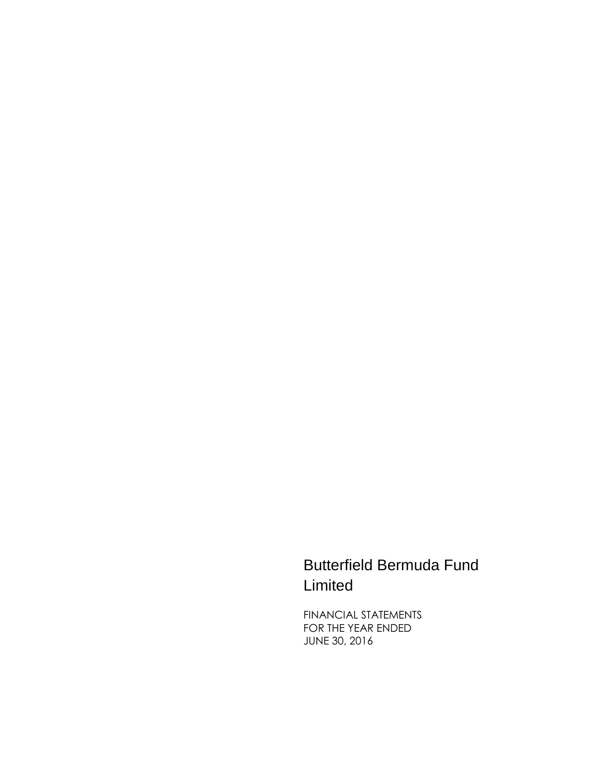# Butterfield Bermuda Fund Limited

FINANCIAL STATEMENTS
FOR THE YEAR ENDED
JUNE 30, 2016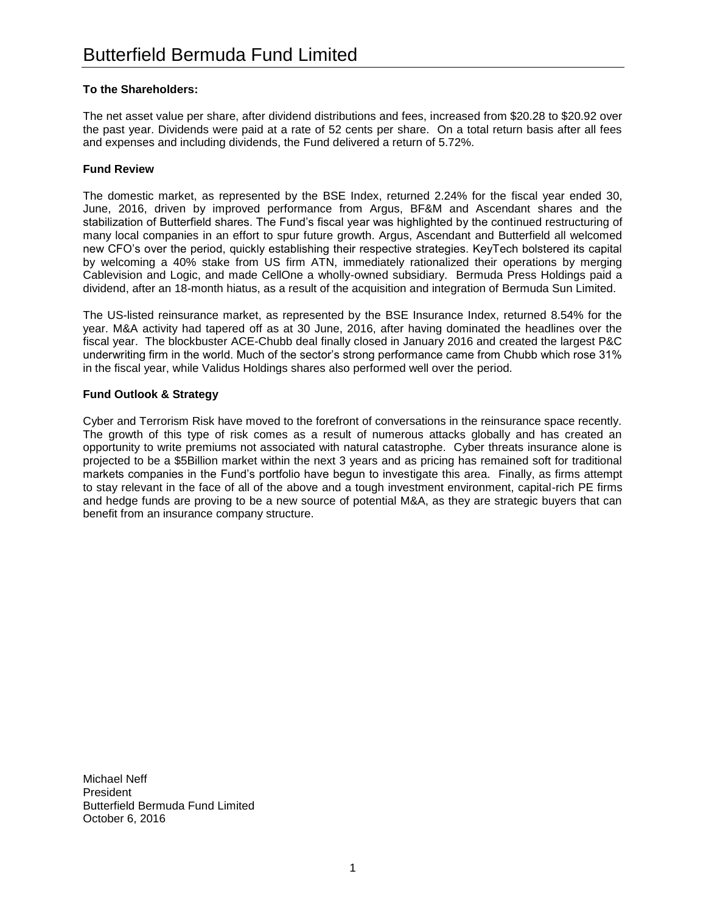# Butterfield Bermuda Fund Limited

**To the Shareholders:**

The net asset value per share, after dividend distributions and fees, increased from $20.28 to $20.92 over the past year. Dividends were paid at a rate of 52 cents per share. On a total return basis after all fees and expenses and including dividends, the Fund delivered a return of 5.72%.

**Fund Review**

The domestic market, as represented by the BSE Index, returned 2.24% for the fiscal year ended 30, June, 2016, driven by improved performance from Argus, BF&M and Ascendant shares and the stabilization of Butterfield shares. The Fund's fiscal year was highlighted by the continued restructuring of many local companies in an effort to spur future growth. Argus, Ascendant and Butterfield all welcomed new CFO's over the period, quickly establishing their respective strategies. KeyTech bolstered its capital by welcoming a 40% stake from US firm ATN, immediately rationalized their operations by merging Cablevision and Logic, and made CellOne a wholly-owned subsidiary. Bermuda Press Holdings paid a dividend, after an 18-month hiatus, as a result of the acquisition and integration of Bermuda Sun Limited.

The US-listed reinsurance market, as represented by the BSE Insurance Index, returned 8.54% for the year. M&A activity had tapered off as at 30 June, 2016, after having dominated the headlines over the fiscal year. The blockbuster ACE-Chubb deal finally closed in January 2016 and created the largest P&C underwriting firm in the world. Much of the sector's strong performance came from Chubb which rose 31% in the fiscal year, while Validus Holdings shares also performed well over the period.

**Fund Outlook & Strategy**

Cyber and Terrorism Risk have moved to the forefront of conversations in the reinsurance space recently. The growth of this type of risk comes as a result of numerous attacks globally and has created an opportunity to write premiums not associated with natural catastrophe. Cyber threats insurance alone is projected to be a $5Billion market within the next 3 years and as pricing has remained soft for traditional markets companies in the Fund's portfolio have begun to investigate this area. Finally, as firms attempt to stay relevant in the face of all of the above and a tough investment environment, capital-rich PE firms and hedge funds are proving to be a new source of potential M&A, as they are strategic buyers that can benefit from an insurance company structure.

Michael Neff
President
Butterfield Bermuda Fund Limited
October 6, 2016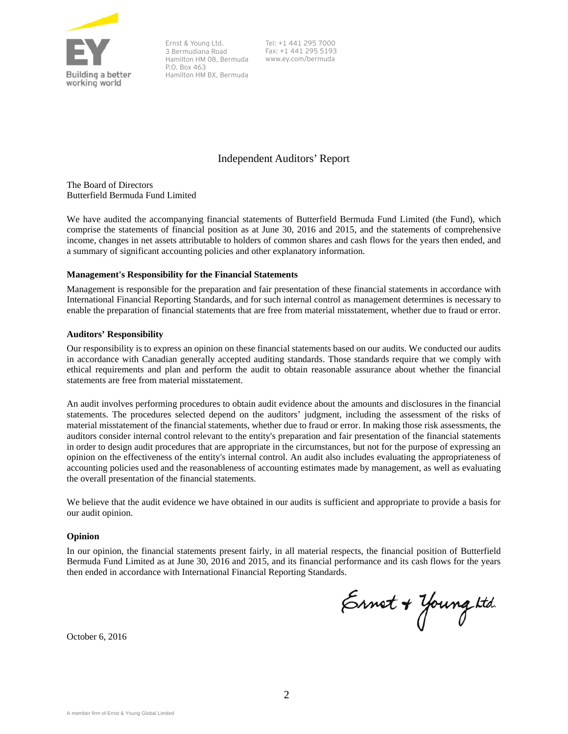Ernst & Young Ltd.
3 Bermudiana Road
Hamilton HM 08, Bermuda
P.O. Box 463
Hamilton HM BX, Bermuda

Tel: +1 441 295 7000
Fax: +1 441 295 5193
www.ey.com/bermuda

# Independent Auditors' Report

The Board of Directors
Butterfield Bermuda Fund Limited

We have audited the accompanying financial statements of Butterfield Bermuda Fund Limited (the Fund), which comprise the statements of financial position as at June 30, 2016 and 2015, and the statements of comprehensive income, changes in net assets attributable to holders of common shares and cash flows for the years then ended, and a summary of significant accounting policies and other explanatory information.

**Management's Responsibility for the Financial Statements**

Management is responsible for the preparation and fair presentation of these financial statements in accordance with International Financial Reporting Standards, and for such internal control as management determines is necessary to enable the preparation of financial statements that are free from material misstatement, whether due to fraud or error.

**Auditors' Responsibility**

Our responsibility is to express an opinion on these financial statements based on our audits. We conducted our audits in accordance with Canadian generally accepted auditing standards. Those standards require that we comply with ethical requirements and plan and perform the audit to obtain reasonable assurance about whether the financial statements are free from material misstatement.

An audit involves performing procedures to obtain audit evidence about the amounts and disclosures in the financial statements. The procedures selected depend on the auditors' judgment, including the assessment of the risks of material misstatement of the financial statements, whether due to fraud or error. In making those risk assessments, the auditors consider internal control relevant to the entity's preparation and fair presentation of the financial statements in order to design audit procedures that are appropriate in the circumstances, but not for the purpose of expressing an opinion on the effectiveness of the entity's internal control. An audit also includes evaluating the appropriateness of accounting policies used and the reasonableness of accounting estimates made by management, as well as evaluating the overall presentation of the financial statements.

We believe that the audit evidence we have obtained in our audits is sufficient and appropriate to provide a basis for our audit opinion.

**Opinion**

In our opinion, the financial statements present fairly, in all material respects, the financial position of Butterfield Bermuda Fund Limited as at June 30, 2016 and 2015, and its financial performance and its cash flows for the years then ended in accordance with International Financial Reporting Standards.

Ernst & Young Ltd.

October 6, 2016

A member firm of Ernst & Young Global Limited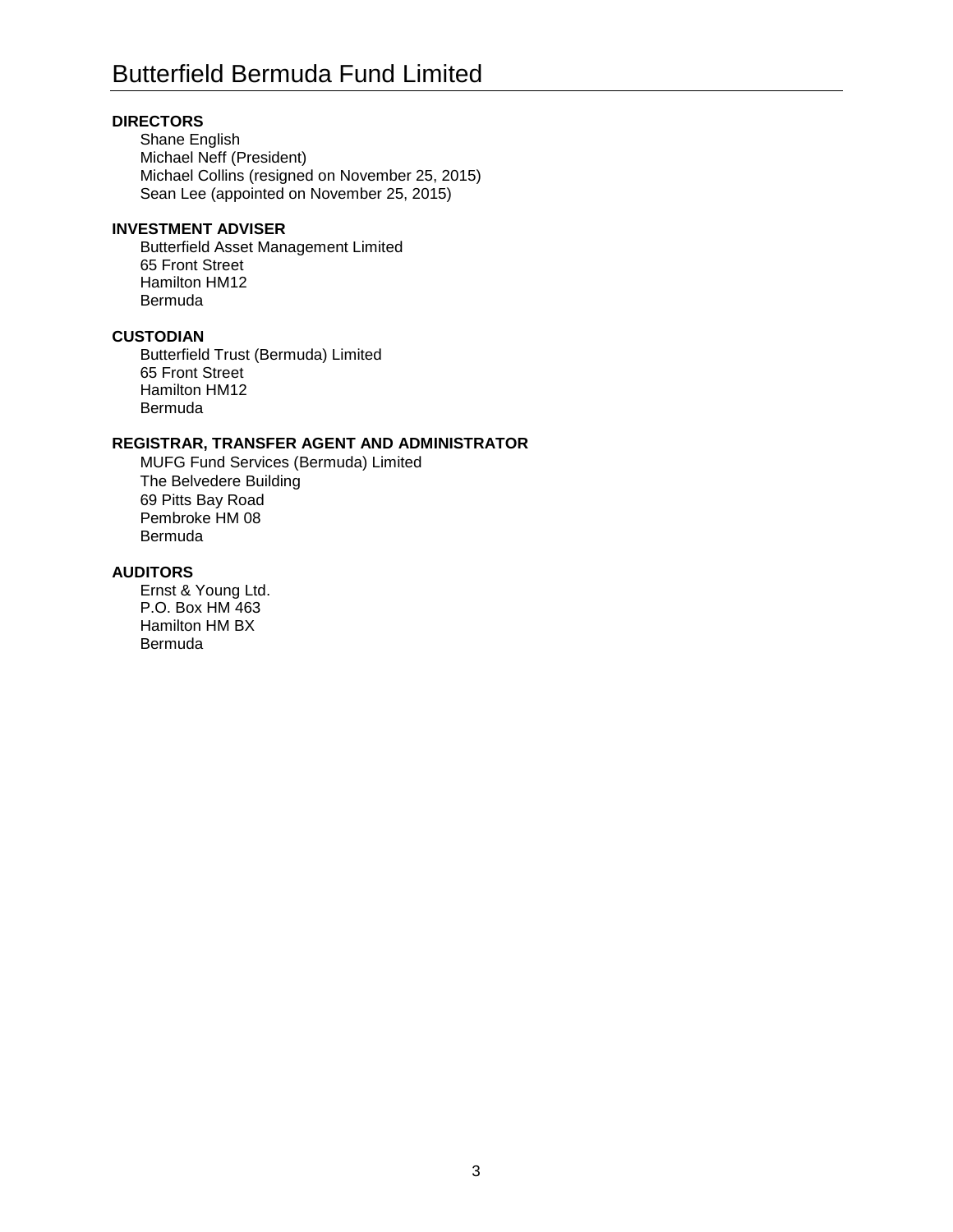# Butterfield Bermuda Fund Limited

**DIRECTORS**

Shane English
Michael Neff (President)
Michael Collins (resigned on November 25, 2015)
Sean Lee (appointed on November 25, 2015)

**INVESTMENT ADVISER**

Butterfield Asset Management Limited
65 Front Street
Hamilton HM12
Bermuda

**CUSTODIAN**

Butterfield Trust (Bermuda) Limited
65 Front Street
Hamilton HM12
Bermuda

**REGISTRAR, TRANSFER AGENT AND ADMINISTRATOR**

MUFG Fund Services (Bermuda) Limited
The Belvedere Building
69 Pitts Bay Road
Pembroke HM 08
Bermuda

**AUDITORS**

Ernst & Young Ltd.
P.O. Box HM 463
Hamilton HM BX
Bermuda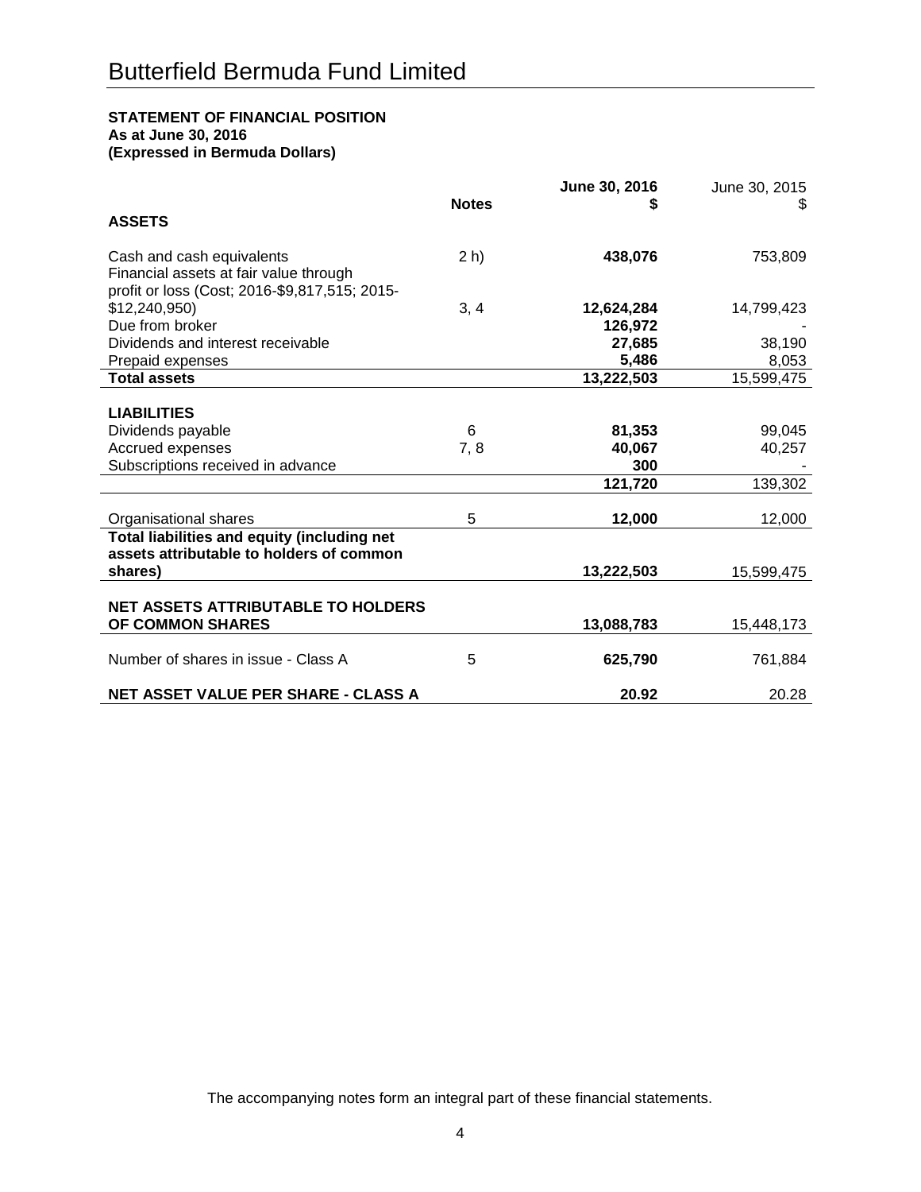# Butterfield Bermuda Fund Limited

**STATEMENT OF FINANCIAL POSITION**
**As at June 30, 2016**
**(Expressed in Bermuda Dollars)**

| | Notes | June 30, 2016 $ | June 30, 2015 $ |
|---|---|---|---|
| **ASSETS** | | | |
| Cash and cash equivalents | 2 h) | **438,076** | 753,809 |
| Financial assets at fair value through profit or loss (Cost; 2016-$9,817,515; 2015-$12,240,950) | 3, 4 | **12,624,284** | 14,799,423 |
| Due from broker | | **126,972** | - |
| Dividends and interest receivable | | **27,685** | 38,190 |
| Prepaid expenses | | **5,486** | 8,053 |
| **Total assets** | | **13,222,503** | 15,599,475 |
| **LIABILITIES** | | | |
| Dividends payable | 6 | **81,353** | 99,045 |
| Accrued expenses | 7, 8 | **40,067** | 40,257 |
| Subscriptions received in advance | | **300** | - |
| | | **121,720** | 139,302 |
| Organisational shares | 5 | **12,000** | 12,000 |
| **Total liabilities and equity (including net assets attributable to holders of common shares)** | | **13,222,503** | 15,599,475 |
| **NET ASSETS ATTRIBUTABLE TO HOLDERS OF COMMON SHARES** | | **13,088,783** | 15,448,173 |
| Number of shares in issue - Class A | 5 | **625,790** | 761,884 |
| **NET ASSET VALUE PER SHARE - CLASS A** | | **20.92** | 20.28 |

The accompanying notes form an integral part of these financial statements.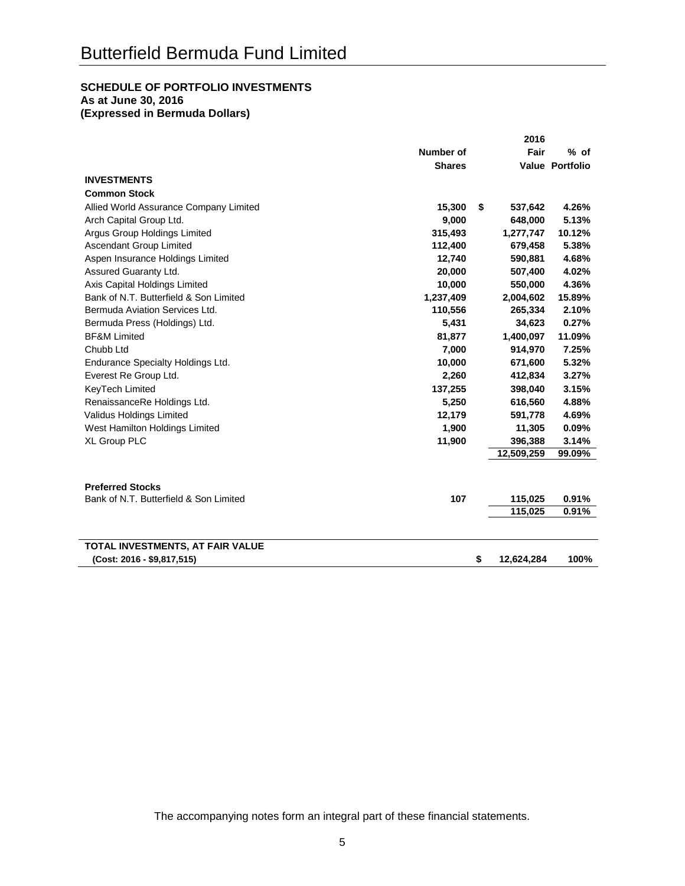# Butterfield Bermuda Fund Limited

**SCHEDULE OF PORTFOLIO INVESTMENTS**
**As at June 30, 2016**
**(Expressed in Bermuda Dollars)**

| | Number of Shares | 2016 Fair Value | % of Portfolio |
|---|---|---|---|
| **INVESTMENTS** | | | |
| **Common Stock** | | | |
| Allied World Assurance Company Limited | 15,300 | $ 537,642 | 4.26% |
| Arch Capital Group Ltd. | 9,000 | 648,000 | 5.13% |
| Argus Group Holdings Limited | 315,493 | 1,277,747 | 10.12% |
| Ascendant Group Limited | 112,400 | 679,458 | 5.38% |
| Aspen Insurance Holdings Limited | 12,740 | 590,881 | 4.68% |
| Assured Guaranty Ltd. | 20,000 | 507,400 | 4.02% |
| Axis Capital Holdings Limited | 10,000 | 550,000 | 4.36% |
| Bank of N.T. Butterfield & Son Limited | 1,237,409 | 2,004,602 | 15.89% |
| Bermuda Aviation Services Ltd. | 110,556 | 265,334 | 2.10% |
| Bermuda Press (Holdings) Ltd. | 5,431 | 34,623 | 0.27% |
| BF&M Limited | 81,877 | 1,400,097 | 11.09% |
| Chubb Ltd | 7,000 | 914,970 | 7.25% |
| Endurance Specialty Holdings Ltd. | 10,000 | 671,600 | 5.32% |
| Everest Re Group Ltd. | 2,260 | 412,834 | 3.27% |
| KeyTech Limited | 137,255 | 398,040 | 3.15% |
| RenaissanceRe Holdings Ltd. | 5,250 | 616,560 | 4.88% |
| Validus Holdings Limited | 12,179 | 591,778 | 4.69% |
| West Hamilton Holdings Limited | 1,900 | 11,305 | 0.09% |
| XL Group PLC | 11,900 | 396,388 | 3.14% |
| | | 12,509,259 | 99.09% |
| **Preferred Stocks** | | | |
| Bank of N.T. Butterfield & Son Limited | 107 | 115,025 | 0.91% |
| | | 115,025 | 0.91% |
| **TOTAL INVESTMENTS, AT FAIR VALUE** | | | |
| **(Cost: 2016 - $9,817,515)** | | $ 12,624,284 | 100% |

The accompanying notes form an integral part of these financial statements.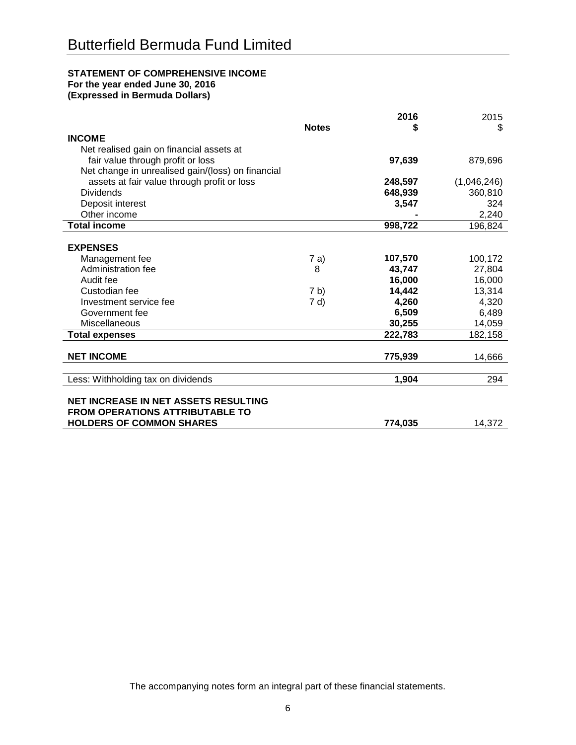# Butterfield Bermuda Fund Limited

**STATEMENT OF COMPREHENSIVE INCOME**
**For the year ended June 30, 2016**
**(Expressed in Bermuda Dollars)**

| | Notes | 2016 $ | 2015 $ |
|---|---|---|---|
| **INCOME** | | | |
| Net realised gain on financial assets at fair value through profit or loss | | **97,639** | 879,696 |
| Net change in unrealised gain/(loss) on financial assets at fair value through profit or loss | | **248,597** | (1,046,246) |
| Dividends | | **648,939** | 360,810 |
| Deposit interest | | **3,547** | 324 |
| Other income | | **-** | 2,240 |
| **Total income** | | **998,722** | 196,824 |
| | | | |
| **EXPENSES** | | | |
| Management fee | 7 a) | **107,570** | 100,172 |
| Administration fee | 8 | **43,747** | 27,804 |
| Audit fee | | **16,000** | 16,000 |
| Custodian fee | 7 b) | **14,442** | 13,314 |
| Investment service fee | 7 d) | **4,260** | 4,320 |
| Government fee | | **6,509** | 6,489 |
| Miscellaneous | | **30,255** | 14,059 |
| **Total expenses** | | **222,783** | 182,158 |
| | | | |
| **NET INCOME** | | **775,939** | 14,666 |
| | | | |
| Less: Withholding tax on dividends | | **1,904** | 294 |
| | | | |
| **NET INCREASE IN NET ASSETS RESULTING FROM OPERATIONS ATTRIBUTABLE TO HOLDERS OF COMMON SHARES** | | **774,035** | 14,372 |

The accompanying notes form an integral part of these financial statements.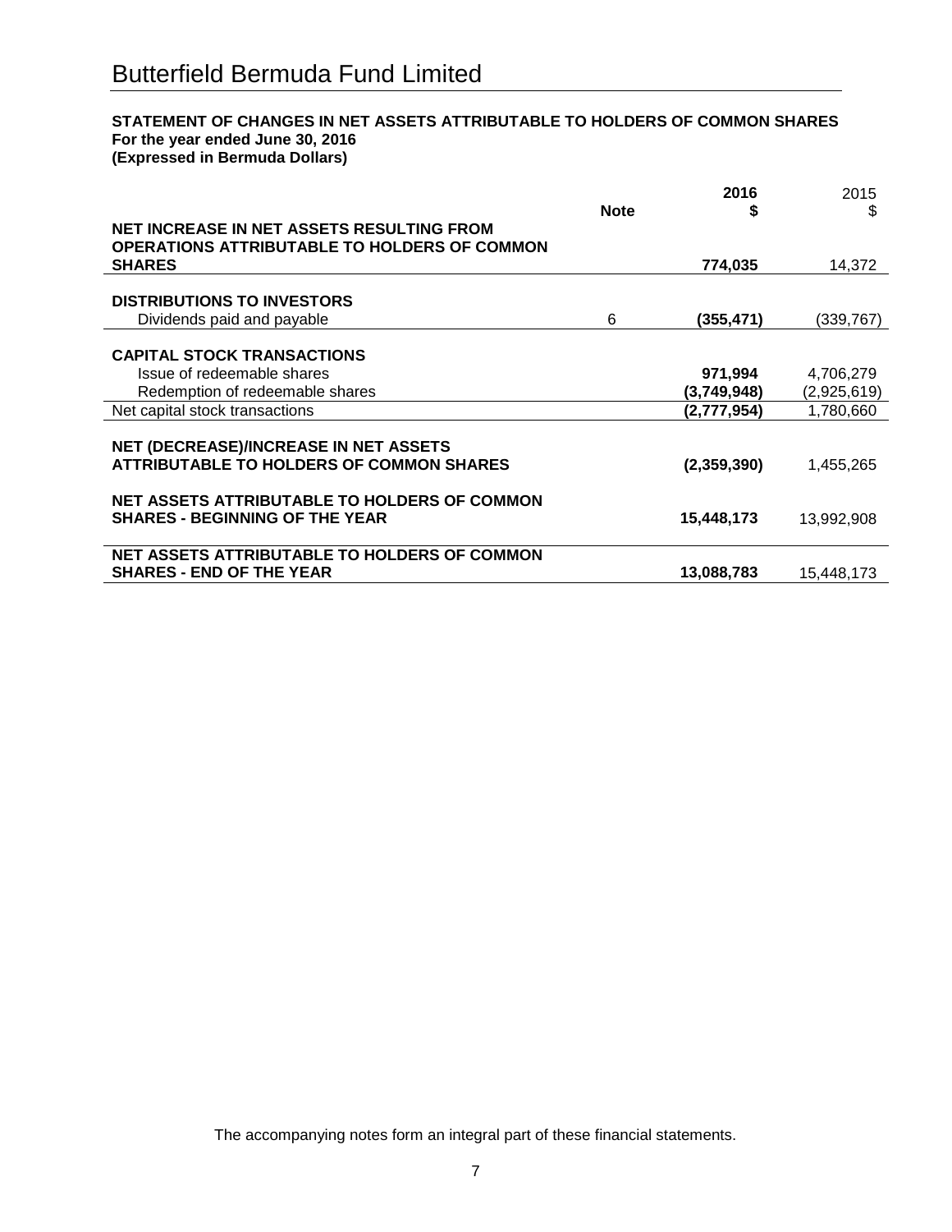# Butterfield Bermuda Fund Limited

**STATEMENT OF CHANGES IN NET ASSETS ATTRIBUTABLE TO HOLDERS OF COMMON SHARES**
**For the year ended June 30, 2016**
**(Expressed in Bermuda Dollars)**

| | Note | 2016<br>$ | 2015<br>$ |
|---|---|---|---|
| **NET INCREASE IN NET ASSETS RESULTING FROM OPERATIONS ATTRIBUTABLE TO HOLDERS OF COMMON SHARES** | | **774,035** | 14,372 |
| **DISTRIBUTIONS TO INVESTORS** | | | |
| Dividends paid and payable | 6 | **(355,471)** | (339,767) |
| **CAPITAL STOCK TRANSACTIONS** | | | |
| Issue of redeemable shares | | **971,994** | 4,706,279 |
| Redemption of redeemable shares | | **(3,749,948)** | (2,925,619) |
| Net capital stock transactions | | **(2,777,954)** | 1,780,660 |
| **NET (DECREASE)/INCREASE IN NET ASSETS ATTRIBUTABLE TO HOLDERS OF COMMON SHARES** | | **(2,359,390)** | 1,455,265 |
| **NET ASSETS ATTRIBUTABLE TO HOLDERS OF COMMON SHARES - BEGINNING OF THE YEAR** | | **15,448,173** | 13,992,908 |
| **NET ASSETS ATTRIBUTABLE TO HOLDERS OF COMMON SHARES - END OF THE YEAR** | | **13,088,783** | 15,448,173 |

The accompanying notes form an integral part of these financial statements.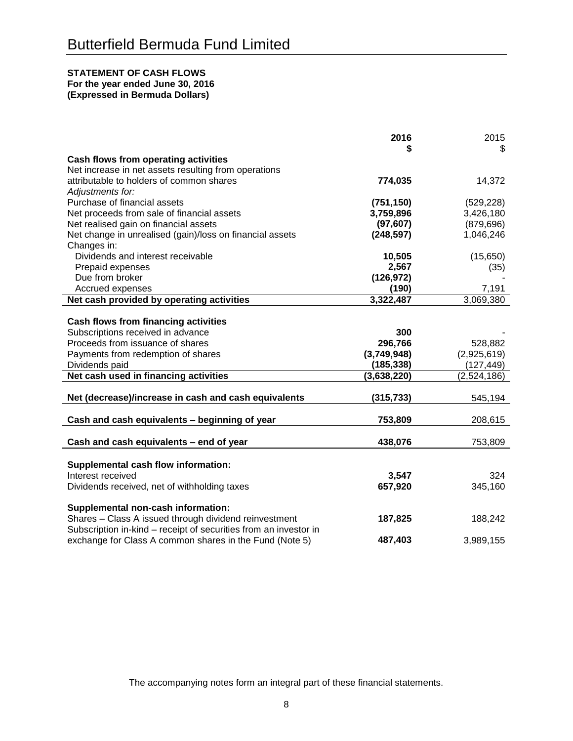# Butterfield Bermuda Fund Limited

**STATEMENT OF CASH FLOWS**
**For the year ended June 30, 2016**
**(Expressed in Bermuda Dollars)**

| | **2016** | 2015 |
|---|---|---|
| | **$** | $ |
| **Cash flows from operating activities** | | |
| Net increase in net assets resulting from operations attributable to holders of common shares | **774,035** | 14,372 |
| *Adjustments for:* | | |
| Purchase of financial assets | **(751,150)** | (529,228) |
| Net proceeds from sale of financial assets | **3,759,896** | 3,426,180 |
| Net realised gain on financial assets | **(97,607)** | (879,696) |
| Net change in unrealised (gain)/loss on financial assets | **(248,597)** | 1,046,246 |
| Changes in: | | |
| Dividends and interest receivable | **10,505** | (15,650) |
| Prepaid expenses | **2,567** | (35) |
| Due from broker | **(126,972)** | - |
| Accrued expenses | **(190)** | 7,191 |
| **Net cash provided by operating activities** | **3,322,487** | 3,069,380 |
| | | |
| **Cash flows from financing activities** | | |
| Subscriptions received in advance | **300** | - |
| Proceeds from issuance of shares | **296,766** | 528,882 |
| Payments from redemption of shares | **(3,749,948)** | (2,925,619) |
| Dividends paid | **(185,338)** | (127,449) |
| **Net cash used in financing activities** | **(3,638,220)** | (2,524,186) |
| | | |
| **Net (decrease)/increase in cash and cash equivalents** | **(315,733)** | 545,194 |
| | | |
| **Cash and cash equivalents – beginning of year** | **753,809** | 208,615 |
| | | |
| **Cash and cash equivalents – end of year** | **438,076** | 753,809 |
| | | |
| **Supplemental cash flow information:** | | |
| Interest received | **3,547** | 324 |
| Dividends received, net of withholding taxes | **657,920** | 345,160 |
| | | |
| **Supplemental non-cash information:** | | |
| Shares – Class A issued through dividend reinvestment | **187,825** | 188,242 |
| Subscription in-kind – receipt of securities from an investor in exchange for Class A common shares in the Fund (Note 5) | **487,403** | 3,989,155 |

The accompanying notes form an integral part of these financial statements.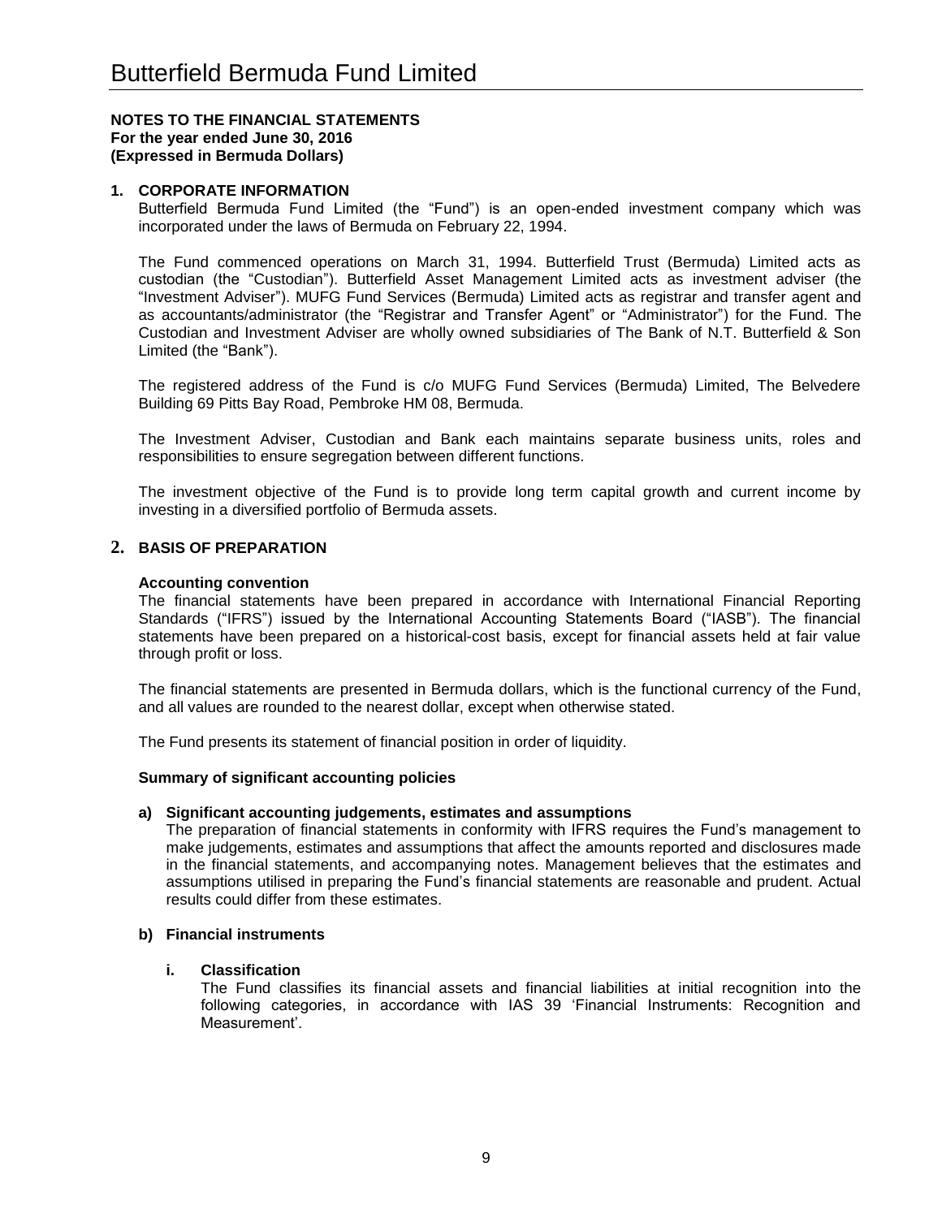# Butterfield Bermuda Fund Limited

**NOTES TO THE FINANCIAL STATEMENTS**
**For the year ended June 30, 2016**
**(Expressed in Bermuda Dollars)**

## 1. CORPORATE INFORMATION

Butterfield Bermuda Fund Limited (the "Fund") is an open-ended investment company which was incorporated under the laws of Bermuda on February 22, 1994.

The Fund commenced operations on March 31, 1994. Butterfield Trust (Bermuda) Limited acts as custodian (the "Custodian"). Butterfield Asset Management Limited acts as investment adviser (the "Investment Adviser"). MUFG Fund Services (Bermuda) Limited acts as registrar and transfer agent and as accountants/administrator (the "Registrar and Transfer Agent" or "Administrator") for the Fund. The Custodian and Investment Adviser are wholly owned subsidiaries of The Bank of N.T. Butterfield & Son Limited (the "Bank").

The registered address of the Fund is c/o MUFG Fund Services (Bermuda) Limited, The Belvedere Building 69 Pitts Bay Road, Pembroke HM 08, Bermuda.

The Investment Adviser, Custodian and Bank each maintains separate business units, roles and responsibilities to ensure segregation between different functions.

The investment objective of the Fund is to provide long term capital growth and current income by investing in a diversified portfolio of Bermuda assets.

## 2. BASIS OF PREPARATION

### Accounting convention

The financial statements have been prepared in accordance with International Financial Reporting Standards ("IFRS") issued by the International Accounting Statements Board ("IASB"). The financial statements have been prepared on a historical-cost basis, except for financial assets held at fair value through profit or loss.

The financial statements are presented in Bermuda dollars, which is the functional currency of the Fund, and all values are rounded to the nearest dollar, except when otherwise stated.

The Fund presents its statement of financial position in order of liquidity.

### Summary of significant accounting policies

#### a) Significant accounting judgements, estimates and assumptions

The preparation of financial statements in conformity with IFRS requires the Fund's management to make judgements, estimates and assumptions that affect the amounts reported and disclosures made in the financial statements, and accompanying notes. Management believes that the estimates and assumptions utilised in preparing the Fund's financial statements are reasonable and prudent. Actual results could differ from these estimates.

#### b) Financial instruments

##### i. Classification

The Fund classifies its financial assets and financial liabilities at initial recognition into the following categories, in accordance with IAS 39 'Financial Instruments: Recognition and Measurement'.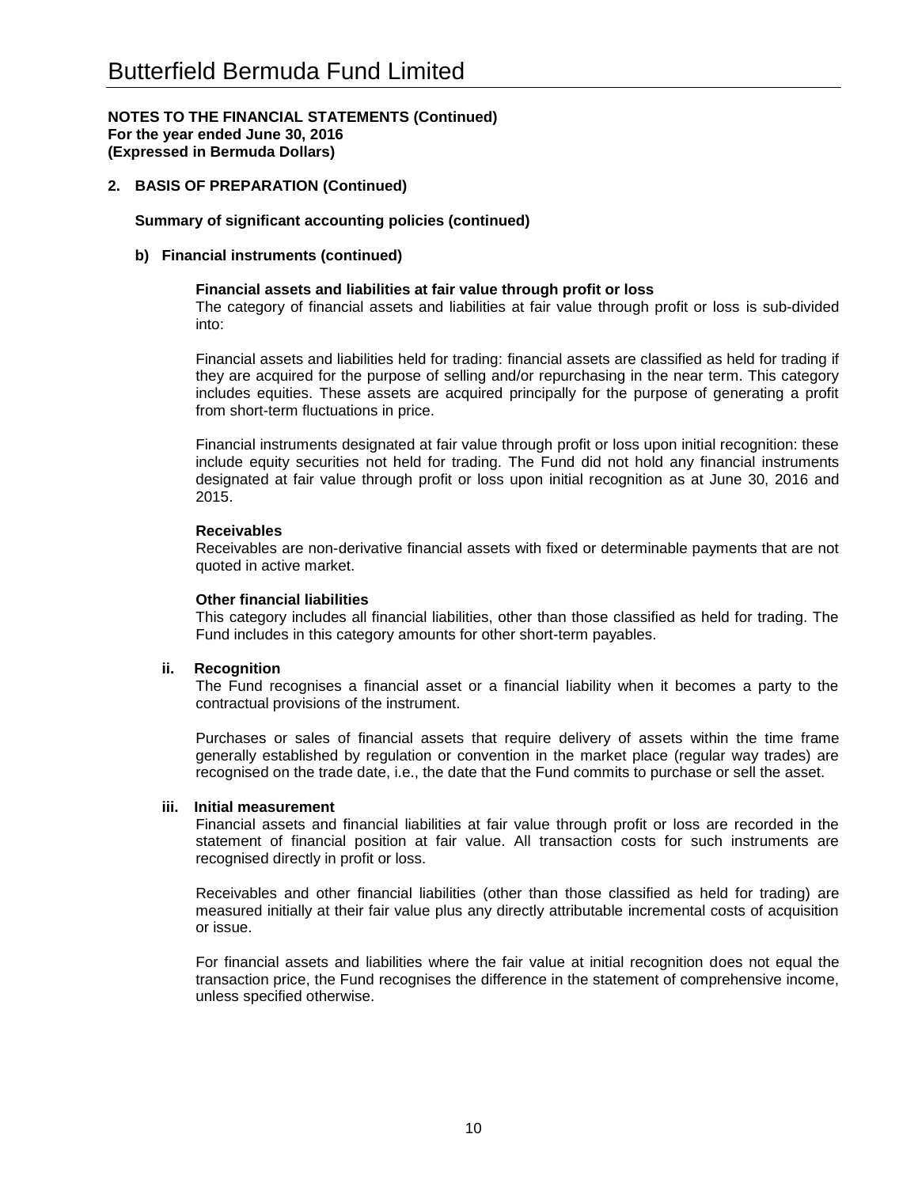**NOTES TO THE FINANCIAL STATEMENTS (Continued)**
**For the year ended June 30, 2016**
**(Expressed in Bermuda Dollars)**

## 2. BASIS OF PREPARATION (Continued)

### Summary of significant accounting policies (continued)

#### b) Financial instruments (continued)

**Financial assets and liabilities at fair value through profit or loss**
The category of financial assets and liabilities at fair value through profit or loss is sub-divided into:

Financial assets and liabilities held for trading: financial assets are classified as held for trading if they are acquired for the purpose of selling and/or repurchasing in the near term. This category includes equities. These assets are acquired principally for the purpose of generating a profit from short-term fluctuations in price.

Financial instruments designated at fair value through profit or loss upon initial recognition: these include equity securities not held for trading. The Fund did not hold any financial instruments designated at fair value through profit or loss upon initial recognition as at June 30, 2016 and 2015.

**Receivables**
Receivables are non-derivative financial assets with fixed or determinable payments that are not quoted in active market.

**Other financial liabilities**
This category includes all financial liabilities, other than those classified as held for trading. The Fund includes in this category amounts for other short-term payables.

**ii. Recognition**
The Fund recognises a financial asset or a financial liability when it becomes a party to the contractual provisions of the instrument.

Purchases or sales of financial assets that require delivery of assets within the time frame generally established by regulation or convention in the market place (regular way trades) are recognised on the trade date, i.e., the date that the Fund commits to purchase or sell the asset.

**iii. Initial measurement**
Financial assets and financial liabilities at fair value through profit or loss are recorded in the statement of financial position at fair value. All transaction costs for such instruments are recognised directly in profit or loss.

Receivables and other financial liabilities (other than those classified as held for trading) are measured initially at their fair value plus any directly attributable incremental costs of acquisition or issue.

For financial assets and liabilities where the fair value at initial recognition does not equal the transaction price, the Fund recognises the difference in the statement of comprehensive income, unless specified otherwise.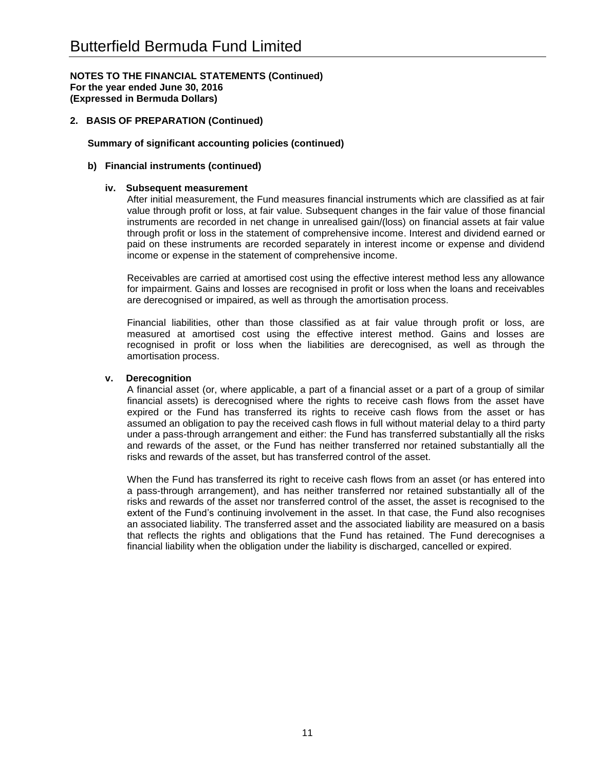# Butterfield Bermuda Fund Limited

**NOTES TO THE FINANCIAL STATEMENTS (Continued)**
**For the year ended June 30, 2016**
**(Expressed in Bermuda Dollars)**

## 2. BASIS OF PREPARATION (Continued)

**Summary of significant accounting policies (continued)**

### b) Financial instruments (continued)

#### iv. Subsequent measurement

After initial measurement, the Fund measures financial instruments which are classified as at fair value through profit or loss, at fair value. Subsequent changes in the fair value of those financial instruments are recorded in net change in unrealised gain/(loss) on financial assets at fair value through profit or loss in the statement of comprehensive income. Interest and dividend earned or paid on these instruments are recorded separately in interest income or expense and dividend income or expense in the statement of comprehensive income.

Receivables are carried at amortised cost using the effective interest method less any allowance for impairment. Gains and losses are recognised in profit or loss when the loans and receivables are derecognised or impaired, as well as through the amortisation process.

Financial liabilities, other than those classified as at fair value through profit or loss, are measured at amortised cost using the effective interest method. Gains and losses are recognised in profit or loss when the liabilities are derecognised, as well as through the amortisation process.

#### v. Derecognition

A financial asset (or, where applicable, a part of a financial asset or a part of a group of similar financial assets) is derecognised where the rights to receive cash flows from the asset have expired or the Fund has transferred its rights to receive cash flows from the asset or has assumed an obligation to pay the received cash flows in full without material delay to a third party under a pass-through arrangement and either: the Fund has transferred substantially all the risks and rewards of the asset, or the Fund has neither transferred nor retained substantially all the risks and rewards of the asset, but has transferred control of the asset.

When the Fund has transferred its right to receive cash flows from an asset (or has entered into a pass-through arrangement), and has neither transferred nor retained substantially all of the risks and rewards of the asset nor transferred control of the asset, the asset is recognised to the extent of the Fund's continuing involvement in the asset. In that case, the Fund also recognises an associated liability. The transferred asset and the associated liability are measured on a basis that reflects the rights and obligations that the Fund has retained. The Fund derecognises a financial liability when the obligation under the liability is discharged, cancelled or expired.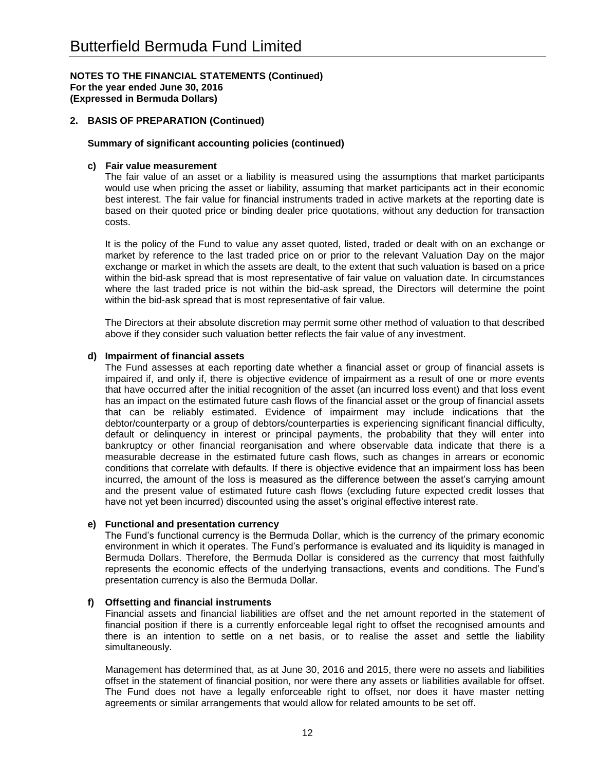# Butterfield Bermuda Fund Limited

**NOTES TO THE FINANCIAL STATEMENTS (Continued)**
**For the year ended June 30, 2016**
**(Expressed in Bermuda Dollars)**

## 2. BASIS OF PREPARATION (Continued)

### Summary of significant accounting policies (continued)

**c) Fair value measurement**

The fair value of an asset or a liability is measured using the assumptions that market participants would use when pricing the asset or liability, assuming that market participants act in their economic best interest. The fair value for financial instruments traded in active markets at the reporting date is based on their quoted price or binding dealer price quotations, without any deduction for transaction costs.

It is the policy of the Fund to value any asset quoted, listed, traded or dealt with on an exchange or market by reference to the last traded price on or prior to the relevant Valuation Day on the major exchange or market in which the assets are dealt, to the extent that such valuation is based on a price within the bid-ask spread that is most representative of fair value on valuation date. In circumstances where the last traded price is not within the bid-ask spread, the Directors will determine the point within the bid-ask spread that is most representative of fair value.

The Directors at their absolute discretion may permit some other method of valuation to that described above if they consider such valuation better reflects the fair value of any investment.

**d) Impairment of financial assets**

The Fund assesses at each reporting date whether a financial asset or group of financial assets is impaired if, and only if, there is objective evidence of impairment as a result of one or more events that have occurred after the initial recognition of the asset (an incurred loss event) and that loss event has an impact on the estimated future cash flows of the financial asset or the group of financial assets that can be reliably estimated. Evidence of impairment may include indications that the debtor/counterparty or a group of debtors/counterparties is experiencing significant financial difficulty, default or delinquency in interest or principal payments, the probability that they will enter into bankruptcy or other financial reorganisation and where observable data indicate that there is a measurable decrease in the estimated future cash flows, such as changes in arrears or economic conditions that correlate with defaults. If there is objective evidence that an impairment loss has been incurred, the amount of the loss is measured as the difference between the asset's carrying amount and the present value of estimated future cash flows (excluding future expected credit losses that have not yet been incurred) discounted using the asset's original effective interest rate.

**e) Functional and presentation currency**

The Fund's functional currency is the Bermuda Dollar, which is the currency of the primary economic environment in which it operates. The Fund's performance is evaluated and its liquidity is managed in Bermuda Dollars. Therefore, the Bermuda Dollar is considered as the currency that most faithfully represents the economic effects of the underlying transactions, events and conditions. The Fund's presentation currency is also the Bermuda Dollar.

**f) Offsetting and financial instruments**

Financial assets and financial liabilities are offset and the net amount reported in the statement of financial position if there is a currently enforceable legal right to offset the recognised amounts and there is an intention to settle on a net basis, or to realise the asset and settle the liability simultaneously.

Management has determined that, as at June 30, 2016 and 2015, there were no assets and liabilities offset in the statement of financial position, nor were there any assets or liabilities available for offset. The Fund does not have a legally enforceable right to offset, nor does it have master netting agreements or similar arrangements that would allow for related amounts to be set off.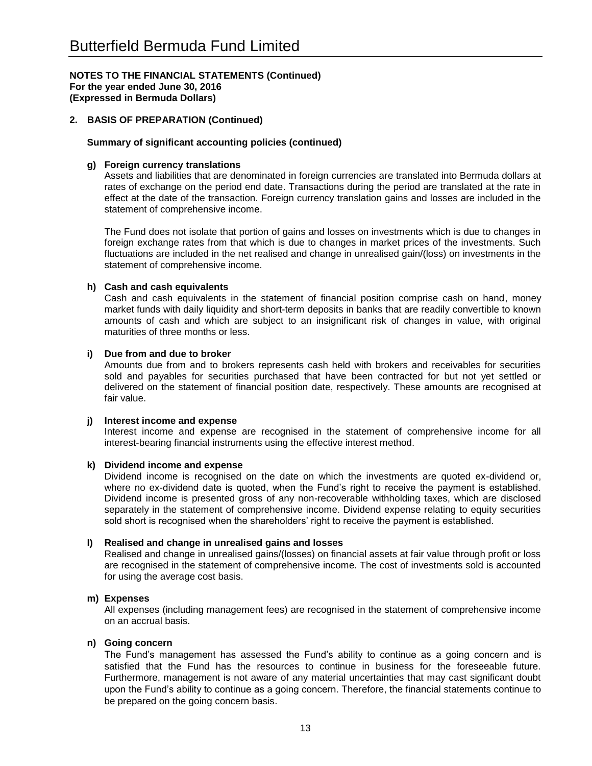# Butterfield Bermuda Fund Limited

**NOTES TO THE FINANCIAL STATEMENTS (Continued)**
**For the year ended June 30, 2016**
**(Expressed in Bermuda Dollars)**

## 2. BASIS OF PREPARATION (Continued)

### Summary of significant accounting policies (continued)

**g) Foreign currency translations**

Assets and liabilities that are denominated in foreign currencies are translated into Bermuda dollars at rates of exchange on the period end date. Transactions during the period are translated at the rate in effect at the date of the transaction. Foreign currency translation gains and losses are included in the statement of comprehensive income.

The Fund does not isolate that portion of gains and losses on investments which is due to changes in foreign exchange rates from that which is due to changes in market prices of the investments. Such fluctuations are included in the net realised and change in unrealised gain/(loss) on investments in the statement of comprehensive income.

**h) Cash and cash equivalents**

Cash and cash equivalents in the statement of financial position comprise cash on hand, money market funds with daily liquidity and short-term deposits in banks that are readily convertible to known amounts of cash and which are subject to an insignificant risk of changes in value, with original maturities of three months or less.

**i) Due from and due to broker**

Amounts due from and to brokers represents cash held with brokers and receivables for securities sold and payables for securities purchased that have been contracted for but not yet settled or delivered on the statement of financial position date, respectively. These amounts are recognised at fair value.

**j) Interest income and expense**

Interest income and expense are recognised in the statement of comprehensive income for all interest-bearing financial instruments using the effective interest method.

**k) Dividend income and expense**

Dividend income is recognised on the date on which the investments are quoted ex-dividend or, where no ex-dividend date is quoted, when the Fund's right to receive the payment is established. Dividend income is presented gross of any non-recoverable withholding taxes, which are disclosed separately in the statement of comprehensive income. Dividend expense relating to equity securities sold short is recognised when the shareholders' right to receive the payment is established.

**l) Realised and change in unrealised gains and losses**

Realised and change in unrealised gains/(losses) on financial assets at fair value through profit or loss are recognised in the statement of comprehensive income. The cost of investments sold is accounted for using the average cost basis.

**m) Expenses**

All expenses (including management fees) are recognised in the statement of comprehensive income on an accrual basis.

**n) Going concern**

The Fund's management has assessed the Fund's ability to continue as a going concern and is satisfied that the Fund has the resources to continue in business for the foreseeable future. Furthermore, management is not aware of any material uncertainties that may cast significant doubt upon the Fund's ability to continue as a going concern. Therefore, the financial statements continue to be prepared on the going concern basis.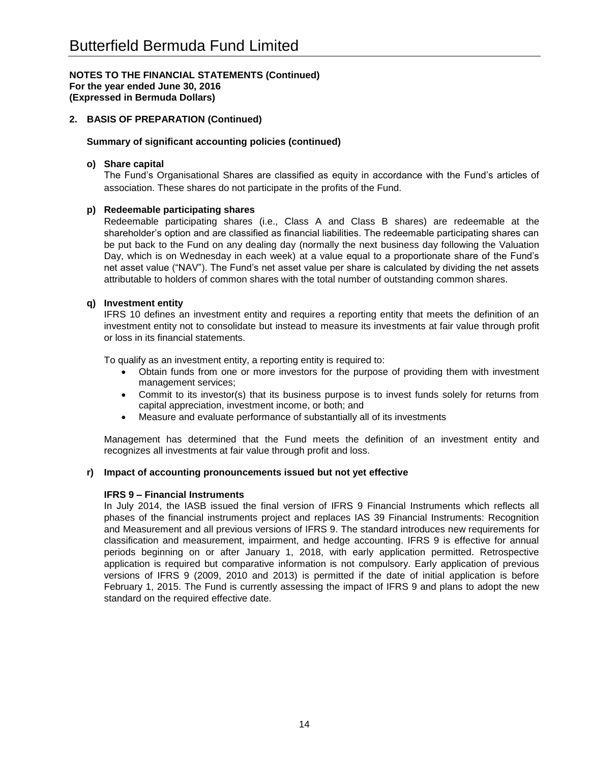# Butterfield Bermuda Fund Limited

**NOTES TO THE FINANCIAL STATEMENTS (Continued)**
**For the year ended June 30, 2016**
**(Expressed in Bermuda Dollars)**

## 2. BASIS OF PREPARATION (Continued)

### Summary of significant accounting policies (continued)

**o) Share capital**

The Fund's Organisational Shares are classified as equity in accordance with the Fund's articles of association. These shares do not participate in the profits of the Fund.

**p) Redeemable participating shares**

Redeemable participating shares (i.e., Class A and Class B shares) are redeemable at the shareholder's option and are classified as financial liabilities. The redeemable participating shares can be put back to the Fund on any dealing day (normally the next business day following the Valuation Day, which is on Wednesday in each week) at a value equal to a proportionate share of the Fund's net asset value ("NAV"). The Fund's net asset value per share is calculated by dividing the net assets attributable to holders of common shares with the total number of outstanding common shares.

**q) Investment entity**

IFRS 10 defines an investment entity and requires a reporting entity that meets the definition of an investment entity not to consolidate but instead to measure its investments at fair value through profit or loss in its financial statements.

To qualify as an investment entity, a reporting entity is required to:

- Obtain funds from one or more investors for the purpose of providing them with investment management services;
- Commit to its investor(s) that its business purpose is to invest funds solely for returns from capital appreciation, investment income, or both; and
- Measure and evaluate performance of substantially all of its investments

Management has determined that the Fund meets the definition of an investment entity and recognizes all investments at fair value through profit and loss.

**r) Impact of accounting pronouncements issued but not yet effective**

**IFRS 9 – Financial Instruments**

In July 2014, the IASB issued the final version of IFRS 9 Financial Instruments which reflects all phases of the financial instruments project and replaces IAS 39 Financial Instruments: Recognition and Measurement and all previous versions of IFRS 9. The standard introduces new requirements for classification and measurement, impairment, and hedge accounting. IFRS 9 is effective for annual periods beginning on or after January 1, 2018, with early application permitted. Retrospective application is required but comparative information is not compulsory. Early application of previous versions of IFRS 9 (2009, 2010 and 2013) is permitted if the date of initial application is before February 1, 2015. The Fund is currently assessing the impact of IFRS 9 and plans to adopt the new standard on the required effective date.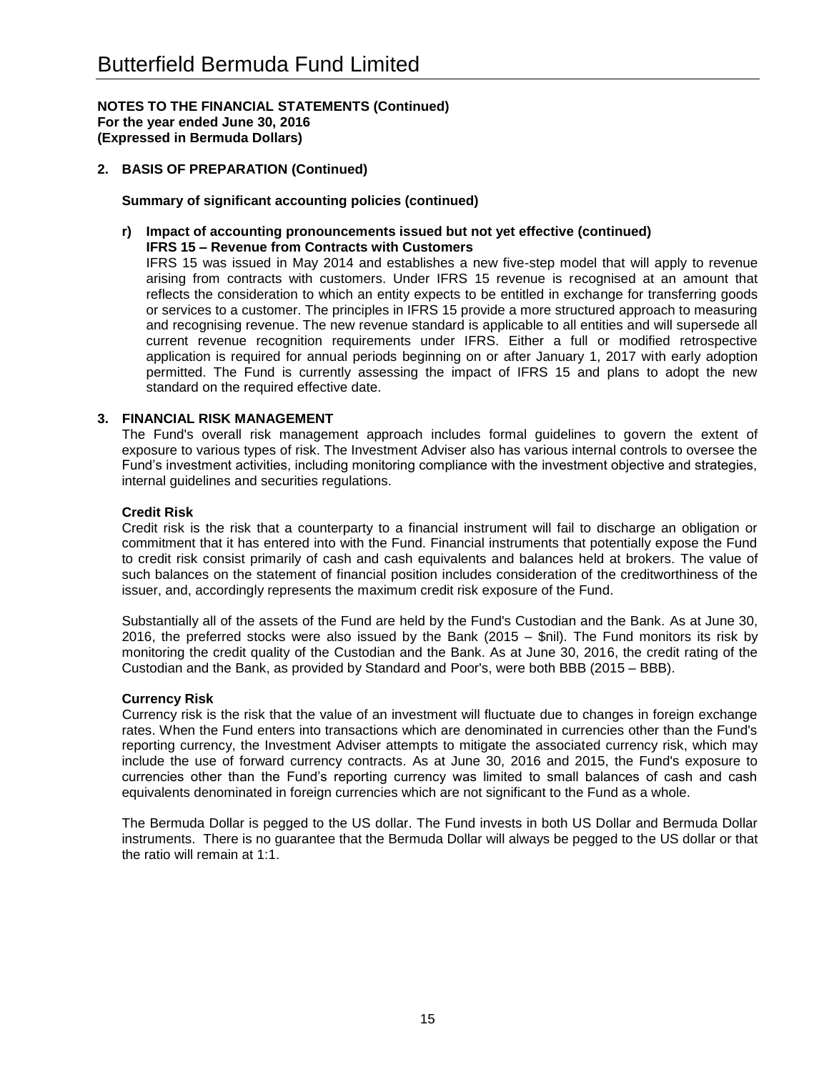# Butterfield Bermuda Fund Limited

**NOTES TO THE FINANCIAL STATEMENTS (Continued)**
**For the year ended June 30, 2016**
**(Expressed in Bermuda Dollars)**

## 2. BASIS OF PREPARATION (Continued)

**Summary of significant accounting policies (continued)**

**r) Impact of accounting pronouncements issued but not yet effective (continued)**
**IFRS 15 – Revenue from Contracts with Customers**

IFRS 15 was issued in May 2014 and establishes a new five-step model that will apply to revenue arising from contracts with customers. Under IFRS 15 revenue is recognised at an amount that reflects the consideration to which an entity expects to be entitled in exchange for transferring goods or services to a customer. The principles in IFRS 15 provide a more structured approach to measuring and recognising revenue. The new revenue standard is applicable to all entities and will supersede all current revenue recognition requirements under IFRS. Either a full or modified retrospective application is required for annual periods beginning on or after January 1, 2017 with early adoption permitted. The Fund is currently assessing the impact of IFRS 15 and plans to adopt the new standard on the required effective date.

## 3. FINANCIAL RISK MANAGEMENT

The Fund's overall risk management approach includes formal guidelines to govern the extent of exposure to various types of risk. The Investment Adviser also has various internal controls to oversee the Fund's investment activities, including monitoring compliance with the investment objective and strategies, internal guidelines and securities regulations.

**Credit Risk**

Credit risk is the risk that a counterparty to a financial instrument will fail to discharge an obligation or commitment that it has entered into with the Fund. Financial instruments that potentially expose the Fund to credit risk consist primarily of cash and cash equivalents and balances held at brokers. The value of such balances on the statement of financial position includes consideration of the creditworthiness of the issuer, and, accordingly represents the maximum credit risk exposure of the Fund.

Substantially all of the assets of the Fund are held by the Fund's Custodian and the Bank. As at June 30, 2016, the preferred stocks were also issued by the Bank (2015 – $nil). The Fund monitors its risk by monitoring the credit quality of the Custodian and the Bank. As at June 30, 2016, the credit rating of the Custodian and the Bank, as provided by Standard and Poor's, were both BBB (2015 – BBB).

**Currency Risk**

Currency risk is the risk that the value of an investment will fluctuate due to changes in foreign exchange rates. When the Fund enters into transactions which are denominated in currencies other than the Fund's reporting currency, the Investment Adviser attempts to mitigate the associated currency risk, which may include the use of forward currency contracts. As at June 30, 2016 and 2015, the Fund's exposure to currencies other than the Fund's reporting currency was limited to small balances of cash and cash equivalents denominated in foreign currencies which are not significant to the Fund as a whole.

The Bermuda Dollar is pegged to the US dollar. The Fund invests in both US Dollar and Bermuda Dollar instruments. There is no guarantee that the Bermuda Dollar will always be pegged to the US dollar or that the ratio will remain at 1:1.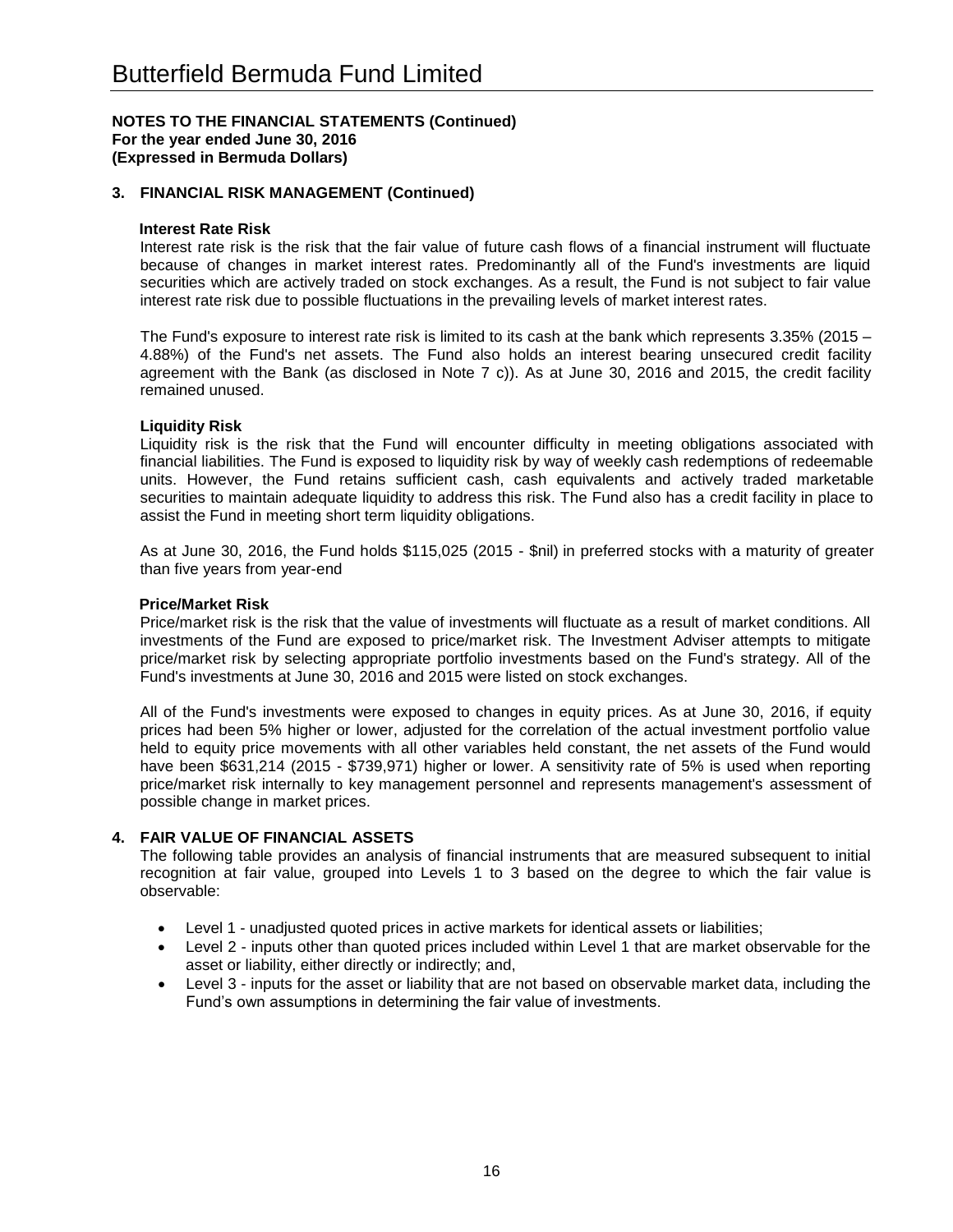# Butterfield Bermuda Fund Limited

**NOTES TO THE FINANCIAL STATEMENTS (Continued)**
**For the year ended June 30, 2016**
**(Expressed in Bermuda Dollars)**

## 3. FINANCIAL RISK MANAGEMENT (Continued)

**Interest Rate Risk**

Interest rate risk is the risk that the fair value of future cash flows of a financial instrument will fluctuate because of changes in market interest rates. Predominantly all of the Fund's investments are liquid securities which are actively traded on stock exchanges. As a result, the Fund is not subject to fair value interest rate risk due to possible fluctuations in the prevailing levels of market interest rates.

The Fund's exposure to interest rate risk is limited to its cash at the bank which represents 3.35% (2015 – 4.88%) of the Fund's net assets. The Fund also holds an interest bearing unsecured credit facility agreement with the Bank (as disclosed in Note 7 c)). As at June 30, 2016 and 2015, the credit facility remained unused.

**Liquidity Risk**

Liquidity risk is the risk that the Fund will encounter difficulty in meeting obligations associated with financial liabilities. The Fund is exposed to liquidity risk by way of weekly cash redemptions of redeemable units. However, the Fund retains sufficient cash, cash equivalents and actively traded marketable securities to maintain adequate liquidity to address this risk. The Fund also has a credit facility in place to assist the Fund in meeting short term liquidity obligations.

As at June 30, 2016, the Fund holds $115,025 (2015 - $nil) in preferred stocks with a maturity of greater than five years from year-end

**Price/Market Risk**

Price/market risk is the risk that the value of investments will fluctuate as a result of market conditions. All investments of the Fund are exposed to price/market risk. The Investment Adviser attempts to mitigate price/market risk by selecting appropriate portfolio investments based on the Fund's strategy. All of the Fund's investments at June 30, 2016 and 2015 were listed on stock exchanges.

All of the Fund's investments were exposed to changes in equity prices. As at June 30, 2016, if equity prices had been 5% higher or lower, adjusted for the correlation of the actual investment portfolio value held to equity price movements with all other variables held constant, the net assets of the Fund would have been $631,214 (2015 - $739,971) higher or lower. A sensitivity rate of 5% is used when reporting price/market risk internally to key management personnel and represents management's assessment of possible change in market prices.

## 4. FAIR VALUE OF FINANCIAL ASSETS

The following table provides an analysis of financial instruments that are measured subsequent to initial recognition at fair value, grouped into Levels 1 to 3 based on the degree to which the fair value is observable:

- Level 1 - unadjusted quoted prices in active markets for identical assets or liabilities;
- Level 2 - inputs other than quoted prices included within Level 1 that are market observable for the asset or liability, either directly or indirectly; and,
- Level 3 - inputs for the asset or liability that are not based on observable market data, including the Fund's own assumptions in determining the fair value of investments.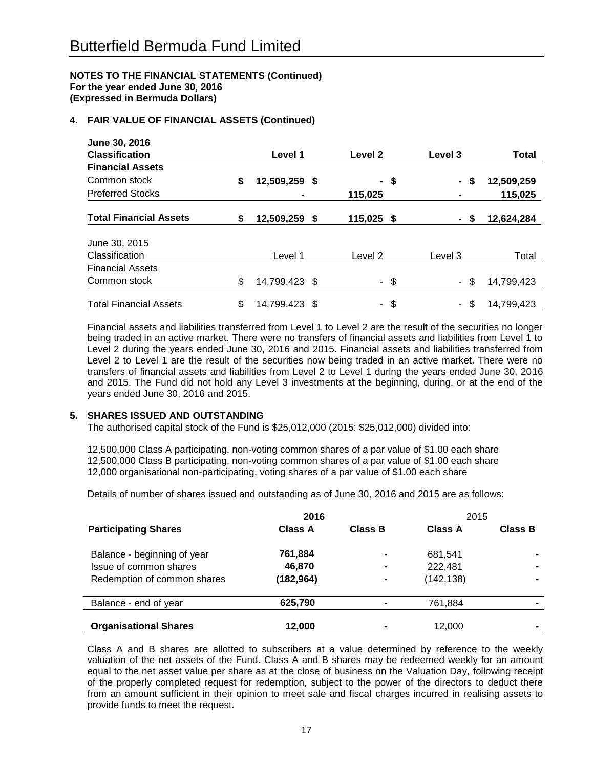# Butterfield Bermuda Fund Limited

**NOTES TO THE FINANCIAL STATEMENTS (Continued)**
**For the year ended June 30, 2016**
**(Expressed in Bermuda Dollars)**

## 4. FAIR VALUE OF FINANCIAL ASSETS (Continued)

| **June 30, 2016 Classification** | **Level 1** | **Level 2** | **Level 3** | **Total** |
|---|---|---|---|---|
| **Financial Assets** | | | | |
| Common stock | **$ 12,509,259** | **$ -** | **$ -** | **$ 12,509,259** |
| Preferred Stocks | **-** | **115,025** | **-** | **115,025** |
| **Total Financial Assets** | **$ 12,509,259** | **$ 115,025** | **$ -** | **$ 12,624,284** |

| June 30, 2015 Classification | Level 1 | Level 2 | Level 3 | Total |
|---|---|---|---|---|
| Financial Assets | | | | |
| Common stock | $ 14,799,423 | $ - | $ - | $ 14,799,423 |
| Total Financial Assets | $ 14,799,423 | $ - | $ - | $ 14,799,423 |

Financial assets and liabilities transferred from Level 1 to Level 2 are the result of the securities no longer being traded in an active market. There were no transfers of financial assets and liabilities from Level 1 to Level 2 during the years ended June 30, 2016 and 2015. Financial assets and liabilities transferred from Level 2 to Level 1 are the result of the securities now being traded in an active market. There were no transfers of financial assets and liabilities from Level 2 to Level 1 during the years ended June 30, 2016 and 2015. The Fund did not hold any Level 3 investments at the beginning, during, or at the end of the years ended June 30, 2016 and 2015.

## 5. SHARES ISSUED AND OUTSTANDING

The authorised capital stock of the Fund is $25,012,000 (2015: $25,012,000) divided into:

12,500,000 Class A participating, non-voting common shares of a par value of $1.00 each share
12,500,000 Class B participating, non-voting common shares of a par value of $1.00 each share
12,000 organisational non-participating, voting shares of a par value of $1.00 each share

Details of number of shares issued and outstanding as of June 30, 2016 and 2015 are as follows:

| | **2016** | | 2015 | |
|---|---|---|---|---|
| **Participating Shares** | **Class A** | **Class B** | **Class A** | **Class B** |
| Balance - beginning of year | **761,884** | **-** | 681,541 | **-** |
| Issue of common shares | **46,870** | **-** | 222,481 | **-** |
| Redemption of common shares | **(182,964)** | **-** | (142,138) | **-** |
| Balance - end of year | **625,790** | **-** | 761,884 | **-** |
| **Organisational Shares** | **12,000** | **-** | 12,000 | **-** |

Class A and B shares are allotted to subscribers at a value determined by reference to the weekly valuation of the net assets of the Fund. Class A and B shares may be redeemed weekly for an amount equal to the net asset value per share as at the close of business on the Valuation Day, following receipt of the properly completed request for redemption, subject to the power of the directors to deduct there from an amount sufficient in their opinion to meet sale and fiscal charges incurred in realising assets to provide funds to meet the request.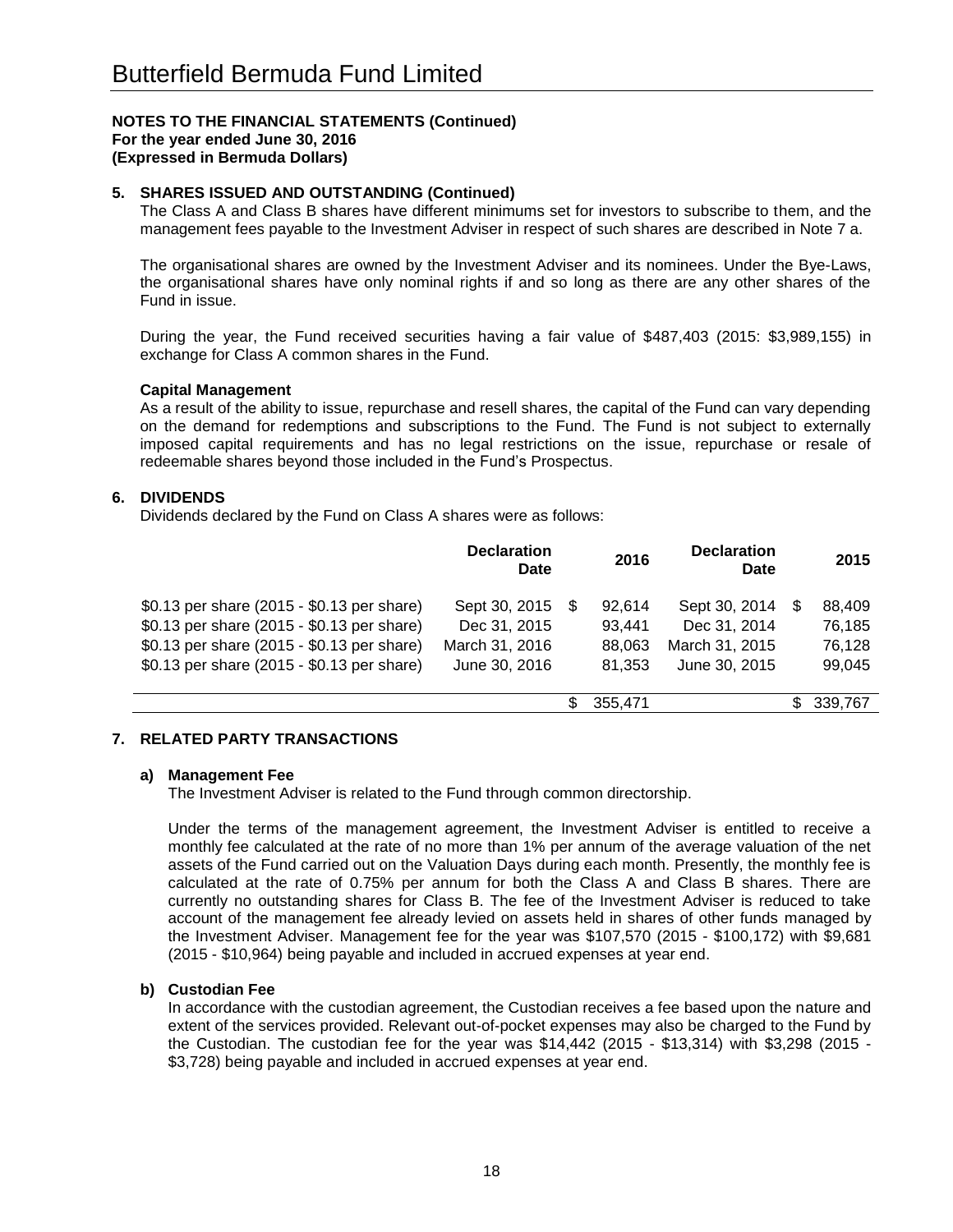# Butterfield Bermuda Fund Limited

**NOTES TO THE FINANCIAL STATEMENTS (Continued)**
**For the year ended June 30, 2016**
**(Expressed in Bermuda Dollars)**

## 5. SHARES ISSUED AND OUTSTANDING (Continued)

The Class A and Class B shares have different minimums set for investors to subscribe to them, and the management fees payable to the Investment Adviser in respect of such shares are described in Note 7 a.

The organisational shares are owned by the Investment Adviser and its nominees. Under the Bye-Laws, the organisational shares have only nominal rights if and so long as there are any other shares of the Fund in issue.

During the year, the Fund received securities having a fair value of $487,403 (2015: $3,989,155) in exchange for Class A common shares in the Fund.

### Capital Management

As a result of the ability to issue, repurchase and resell shares, the capital of the Fund can vary depending on the demand for redemptions and subscriptions to the Fund. The Fund is not subject to externally imposed capital requirements and has no legal restrictions on the issue, repurchase or resale of redeemable shares beyond those included in the Fund's Prospectus.

## 6. DIVIDENDS

Dividends declared by the Fund on Class A shares were as follows:

| | Declaration Date | 2016 | Declaration Date | 2015 |
|---|---|---|---|---|
| $0.13 per share (2015 - $0.13 per share) | Sept 30, 2015 | $ 92,614 | Sept 30, 2014 | $ 88,409 |
| $0.13 per share (2015 - $0.13 per share) | Dec 31, 2015 | 93,441 | Dec 31, 2014 | 76,185 |
| $0.13 per share (2015 - $0.13 per share) | March 31, 2016 | 88,063 | March 31, 2015 | 76,128 |
| $0.13 per share (2015 - $0.13 per share) | June 30, 2016 | 81,353 | June 30, 2015 | 99,045 |
| | | $ 355,471 | | $ 339,767 |

## 7. RELATED PARTY TRANSACTIONS

### a) Management Fee

The Investment Adviser is related to the Fund through common directorship.

Under the terms of the management agreement, the Investment Adviser is entitled to receive a monthly fee calculated at the rate of no more than 1% per annum of the average valuation of the net assets of the Fund carried out on the Valuation Days during each month. Presently, the monthly fee is calculated at the rate of 0.75% per annum for both the Class A and Class B shares. There are currently no outstanding shares for Class B. The fee of the Investment Adviser is reduced to take account of the management fee already levied on assets held in shares of other funds managed by the Investment Adviser. Management fee for the year was $107,570 (2015 - $100,172) with $9,681 (2015 - $10,964) being payable and included in accrued expenses at year end.

### b) Custodian Fee

In accordance with the custodian agreement, the Custodian receives a fee based upon the nature and extent of the services provided. Relevant out-of-pocket expenses may also be charged to the Fund by the Custodian. The custodian fee for the year was $14,442 (2015 - $13,314) with $3,298 (2015 - $3,728) being payable and included in accrued expenses at year end.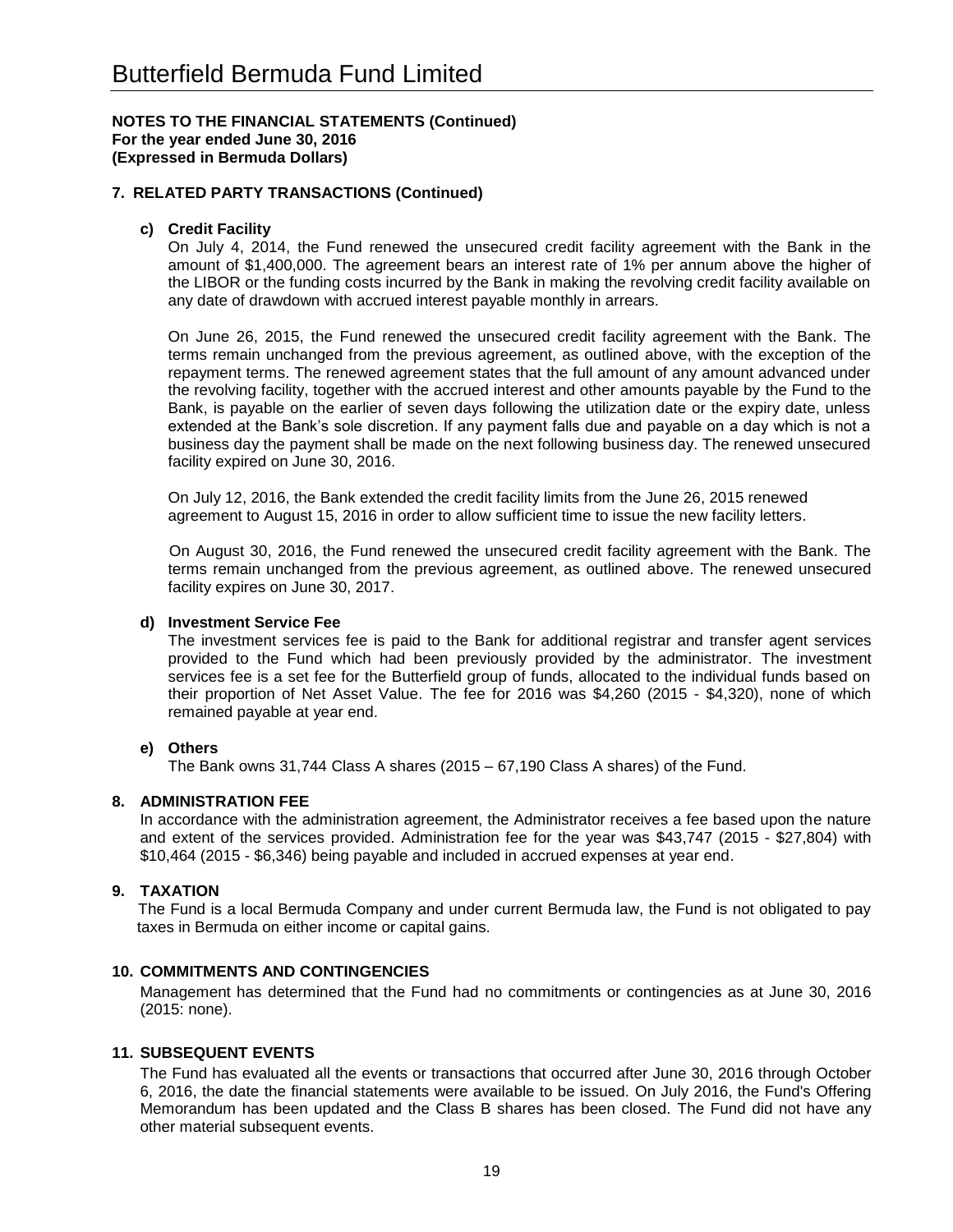# Butterfield Bermuda Fund Limited

**NOTES TO THE FINANCIAL STATEMENTS (Continued)**
**For the year ended June 30, 2016**
**(Expressed in Bermuda Dollars)**

## 7. RELATED PARTY TRANSACTIONS (Continued)

### c) Credit Facility

On July 4, 2014, the Fund renewed the unsecured credit facility agreement with the Bank in the amount of $1,400,000. The agreement bears an interest rate of 1% per annum above the higher of the LIBOR or the funding costs incurred by the Bank in making the revolving credit facility available on any date of drawdown with accrued interest payable monthly in arrears.

On June 26, 2015, the Fund renewed the unsecured credit facility agreement with the Bank. The terms remain unchanged from the previous agreement, as outlined above, with the exception of the repayment terms. The renewed agreement states that the full amount of any amount advanced under the revolving facility, together with the accrued interest and other amounts payable by the Fund to the Bank, is payable on the earlier of seven days following the utilization date or the expiry date, unless extended at the Bank's sole discretion. If any payment falls due and payable on a day which is not a business day the payment shall be made on the next following business day. The renewed unsecured facility expired on June 30, 2016.

On July 12, 2016, the Bank extended the credit facility limits from the June 26, 2015 renewed agreement to August 15, 2016 in order to allow sufficient time to issue the new facility letters.

On August 30, 2016, the Fund renewed the unsecured credit facility agreement with the Bank. The terms remain unchanged from the previous agreement, as outlined above. The renewed unsecured facility expires on June 30, 2017.

### d) Investment Service Fee

The investment services fee is paid to the Bank for additional registrar and transfer agent services provided to the Fund which had been previously provided by the administrator. The investment services fee is a set fee for the Butterfield group of funds, allocated to the individual funds based on their proportion of Net Asset Value. The fee for 2016 was $4,260 (2015 - $4,320), none of which remained payable at year end.

### e) Others

The Bank owns 31,744 Class A shares (2015 – 67,190 Class A shares) of the Fund.

## 8. ADMINISTRATION FEE

In accordance with the administration agreement, the Administrator receives a fee based upon the nature and extent of the services provided. Administration fee for the year was $43,747 (2015 - $27,804) with $10,464 (2015 - $6,346) being payable and included in accrued expenses at year end.

## 9. TAXATION

The Fund is a local Bermuda Company and under current Bermuda law, the Fund is not obligated to pay taxes in Bermuda on either income or capital gains.

## 10. COMMITMENTS AND CONTINGENCIES

Management has determined that the Fund had no commitments or contingencies as at June 30, 2016 (2015: none).

## 11. SUBSEQUENT EVENTS

The Fund has evaluated all the events or transactions that occurred after June 30, 2016 through October 6, 2016, the date the financial statements were available to be issued. On July 2016, the Fund's Offering Memorandum has been updated and the Class B shares has been closed. The Fund did not have any other material subsequent events.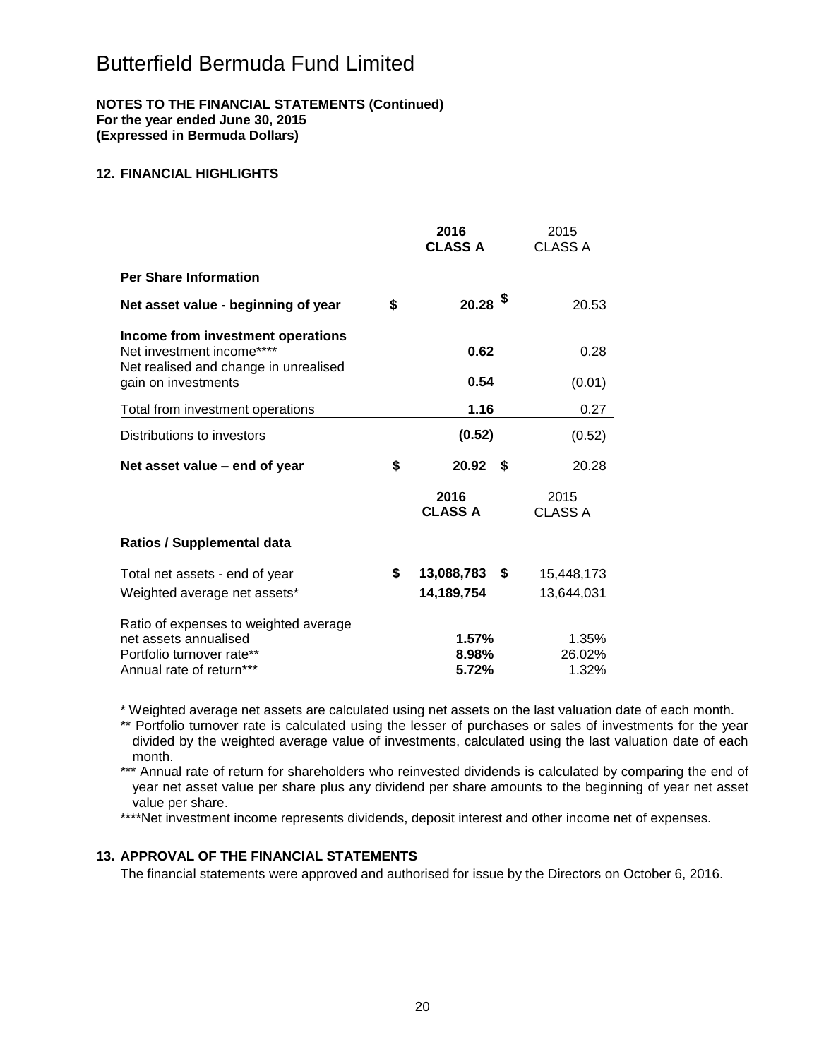# Butterfield Bermuda Fund Limited

**NOTES TO THE FINANCIAL STATEMENTS (Continued)**
**For the year ended June 30, 2015**
**(Expressed in Bermuda Dollars)**

### 12. FINANCIAL HIGHLIGHTS

| | **2016 CLASS A** | 2015 CLASS A |
|---|---|---|
| **Per Share Information** | | |
| **Net asset value - beginning of year** | $ **20.28** | $ 20.53 |
| **Income from investment operations** | | |
| Net investment income**** | **0.62** | 0.28 |
| Net realised and change in unrealised gain on investments | **0.54** | (0.01) |
| Total from investment operations | **1.16** | 0.27 |
| Distributions to investors | **(0.52)** | (0.52) |
| **Net asset value – end of year** | $ **20.92** | $ 20.28 |

| | **2016 CLASS A** | 2015 CLASS A |
|---|---|---|
| **Ratios / Supplemental data** | | |
| Total net assets - end of year | $ **13,088,783** | $ 15,448,173 |
| Weighted average net assets* | **14,189,754** | 13,644,031 |
| Ratio of expenses to weighted average net assets annualised | **1.57%** | 1.35% |
| Portfolio turnover rate** | **8.98%** | 26.02% |
| Annual rate of return*** | **5.72%** | 1.32% |

* Weighted average net assets are calculated using net assets on the last valuation date of each month.

** Portfolio turnover rate is calculated using the lesser of purchases or sales of investments for the year divided by the weighted average value of investments, calculated using the last valuation date of each month.

*** Annual rate of return for shareholders who reinvested dividends is calculated by comparing the end of year net asset value per share plus any dividend per share amounts to the beginning of year net asset value per share.

****Net investment income represents dividends, deposit interest and other income net of expenses.

### 13. APPROVAL OF THE FINANCIAL STATEMENTS

The financial statements were approved and authorised for issue by the Directors on October 6, 2016.